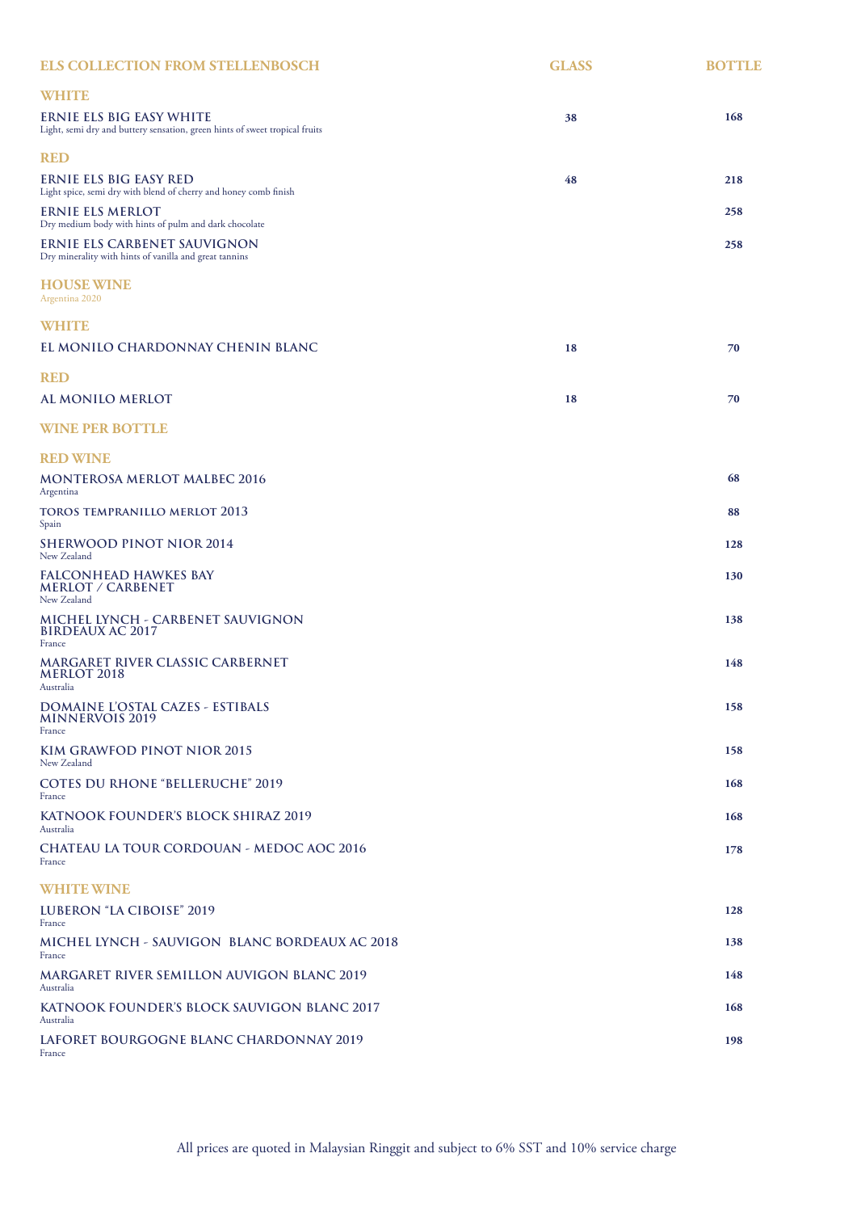## ELS COLLECTION FROM STELLENBOSCH

| | GLASS | BOTTLE |
|---|---|---|
| **WHITE** | | |
| **ERNIE ELS BIG EASY WHITE**<br>Light, semi dry and buttery sensation, green hints of sweet tropical fruits | 38 | 168 |
| **RED** | | |
| **ERNIE ELS BIG EASY RED**<br>Light spice, semi dry with blend of cherry and honey comb finish | 48 | 218 |
| **ERNIE ELS MERLOT**<br>Dry medium body with hints of pulm and dark chocolate | | 258 |
| **ERNIE ELS CARBENET SAUVIGNON**<br>Dry minerality with hints of vanilla and great tannins | | 258 |

## HOUSE WINE

Argentina 2020

| | GLASS | BOTTLE |
|---|---|---|
| **WHITE** | | |
| **EL MONILO CHARDONNAY CHENIN BLANC** | 18 | 70 |
| **RED** | | |
| **AL MONILO MERLOT** | 18 | 70 |

## WINE PER BOTTLE

### RED WINE

| | BOTTLE |
|---|---|
| **MONTEROSA MERLOT MALBEC 2016**<br>Argentina | 68 |
| **TOROS TEMPRANILLO MERLOT 2013**<br>Spain | 88 |
| **SHERWOOD PINOT NIOR 2014**<br>New Zealand | 128 |
| **FALCONHEAD HAWKES BAY MERLOT / CARBENET**<br>New Zealand | 130 |
| **MICHEL LYNCH - CARBENET SAUVIGNON BIRDEAUX AC 2017**<br>France | 138 |
| **MARGARET RIVER CLASSIC CARBERNET MERLOT 2018**<br>Australia | 148 |
| **DOMAINE L'OSTAL CAZES - ESTIBALS MINNERVOIS 2019**<br>France | 158 |
| **KIM GRAWFOD PINOT NIOR 2015**<br>New Zealand | 158 |
| **COTES DU RHONE "BELLERUCHE" 2019**<br>France | 168 |
| **KATNOOK FOUNDER'S BLOCK SHIRAZ 2019**<br>Australia | 168 |
| **CHATEAU LA TOUR CORDOUAN - MEDOC AOC 2016**<br>France | 178 |

### WHITE WINE

| | BOTTLE |
|---|---|
| **LUBERON "LA CIBOISE" 2019**<br>France | 128 |
| **MICHEL LYNCH - SAUVIGON BLANC BORDEAUX AC 2018**<br>France | 138 |
| **MARGARET RIVER SEMILLON AUVIGON BLANC 2019**<br>Australia | 148 |
| **KATNOOK FOUNDER'S BLOCK SAUVIGON BLANC 2017**<br>Australia | 168 |
| **LAFORET BOURGOGNE BLANC CHARDONNAY 2019**<br>France | 198 |

All prices are quoted in Malaysian Ringgit and subject to 6% SST and 10% service charge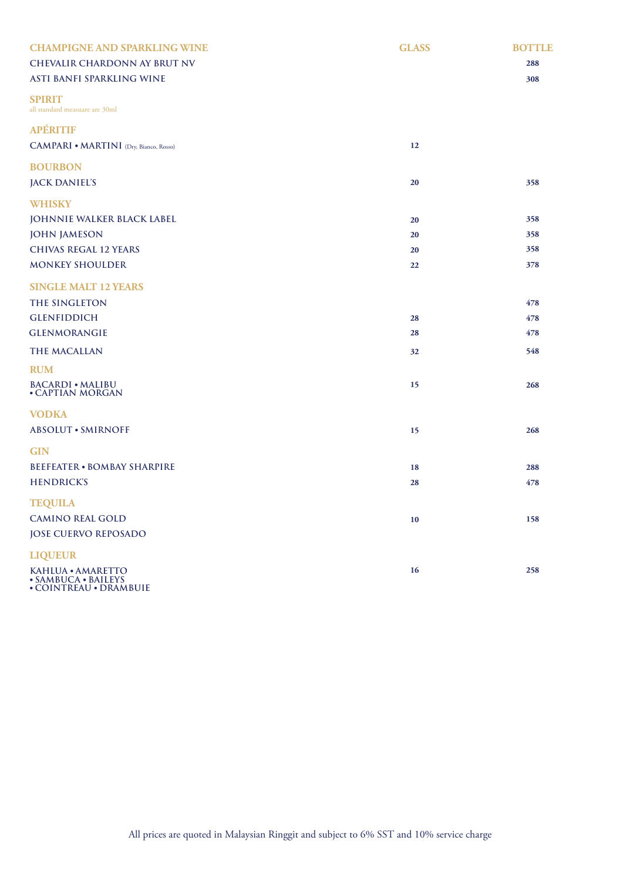| CHAMPIGNE AND SPARKLING WINE | GLASS | BOTTLE |
|---|---|---|
| CHEVALIR CHARDONN AY BRUT NV | | 288 |
| ASTI BANFI SPARKLING WINE | | 308 |

## SPIRIT

all standard measuare are 30ml

| APÉRITIF | | |
|---|---|---|
| CAMPARI • MARTINI (Dry, Bianco, Rosso) | 12 | |
| **BOURBON** | | |
| JACK DANIEL'S | 20 | 358 |
| **WHISKY** | | |
| JOHNNIE WALKER BLACK LABEL | 20 | 358 |
| JOHN JAMESON | 20 | 358 |
| CHIVAS REGAL 12 YEARS | 20 | 358 |
| MONKEY SHOULDER | 22 | 378 |
| **SINGLE MALT 12 YEARS** | | |
| THE SINGLETON | | 478 |
| GLENFIDDICH | 28 | 478 |
| GLENMORANGIE | 28 | 478 |
| THE MACALLAN | 32 | 548 |
| **RUM** | | |
| BACARDI • MALIBU • CAPTIAN MORGAN | 15 | 268 |
| **VODKA** | | |
| ABSOLUT • SMIRNOFF | 15 | 268 |
| **GIN** | | |
| BEEFEATER • BOMBAY SHARPIRE | 18 | 288 |
| HENDRICK'S | 28 | 478 |
| **TEQUILA** | | |
| CAMINO REAL GOLD | 10 | 158 |
| JOSE CUERVO REPOSADO | | |
| **LIQUEUR** | | |
| KAHLUA • AMARETTO • SAMBUCA • BAILEYS • COINTREAU • DRAMBUIE | 16 | 258 |

All prices are quoted in Malaysian Ringgit and subject to 6% SST and 10% service charge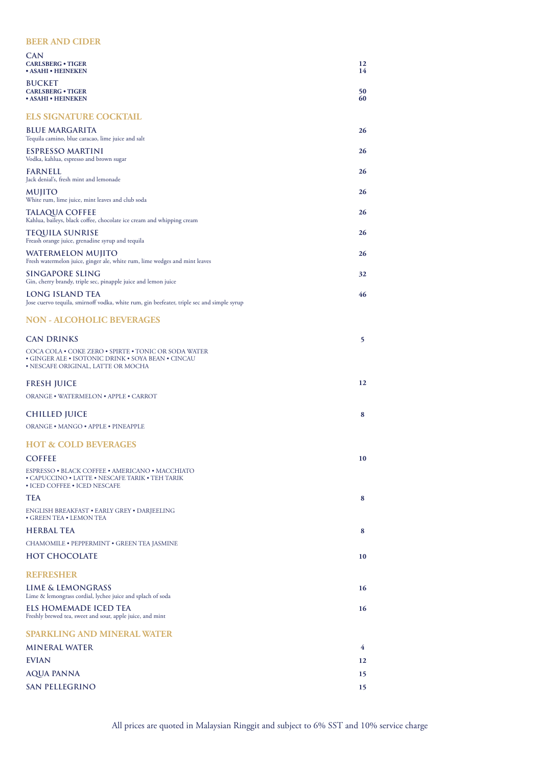## BEER AND CIDER

### CAN

**CARLSBERG • TIGER** — 12
**• ASAHI • HEINEKEN** — 14

### BUCKET

**CARLSBERG • TIGER** — 50
**• ASAHI • HEINEKEN** — 60

## ELS SIGNATURE COCKTAIL

**BLUE MARGARITA** — 26
Tequila camino, blue caracao, lime juice and salt

**ESPRESSO MARTINI** — 26
Vodka, kahlua, espresso and brown sugar

**FARNELL** — 26
Jack denial's, fresh mint and lemonade

**MUJITO** — 26
White rum, lime juice, mint leaves and club soda

**TALAQUA COFFEE** — 26
Kahlua, baileys, black coffee, chocolate ice cream and whipping cream

**TEQUILA SUNRISE** — 26
Freash orange juice, grenadine syrup and tequila

**WATERMELON MUJITO** — 26
Fresh watermelon juice, ginger ale, white rum, lime wedges and mint leaves

**SINGAPORE SLING** — 32
Gin, cherry brandy, triple sec, pinapple juice and lemon juice

**LONG ISLAND TEA** — 46
Jose cuervo tequila, smirnoff vodka, white rum, gin beefeater, triple sec and simple syrup

## NON - ALCOHOLIC BEVERAGES

**CAN DRINKS** — 5
COCA COLA • COKE ZERO • SPIRTE • TONIC OR SODA WATER
• GINGER ALE • ISOTONIC DRINK • SOYA BEAN • CINCAU
• NESCAFE ORIGINAL, LATTE OR MOCHA

**FRESH JUICE** — 12
ORANGE • WATERMELON • APPLE • CARROT

**CHILLED JUICE** — 8
ORANGE • MANGO • APPLE • PINEAPPLE

## HOT & COLD BEVERAGES

**COFFEE** — 10
ESPRESSO • BLACK COFFEE • AMERICANO • MACCHIATO
• CAPUCCINO • LATTE • NESCAFE TARIK • TEH TARIK
• ICED COFFEE • ICED NESCAFE

**TEA** — 8
ENGLISH BREAKFAST • EARLY GREY • DARJEELING
• GREEN TEA • LEMON TEA

**HERBAL TEA** — 8
CHAMOMILE • PEPPERMINT • GREEN TEA JASMINE

**HOT CHOCOLATE** — 10

## REFRESHER

**LIME & LEMONGRASS** — 16
Lime & lemongrass cordial, lychee juice and splach of soda

**ELS HOMEMADE ICED TEA** — 16
Freshly brewed tea, sweet and sour, apple juice, and mint

## SPARKLING AND MINERAL WATER

**MINERAL WATER** — 4

**EVIAN** — 12

**AQUA PANNA** — 15

**SAN PELLEGRINO** — 15

All prices are quoted in Malaysian Ringgit and subject to 6% SST and 10% service charge